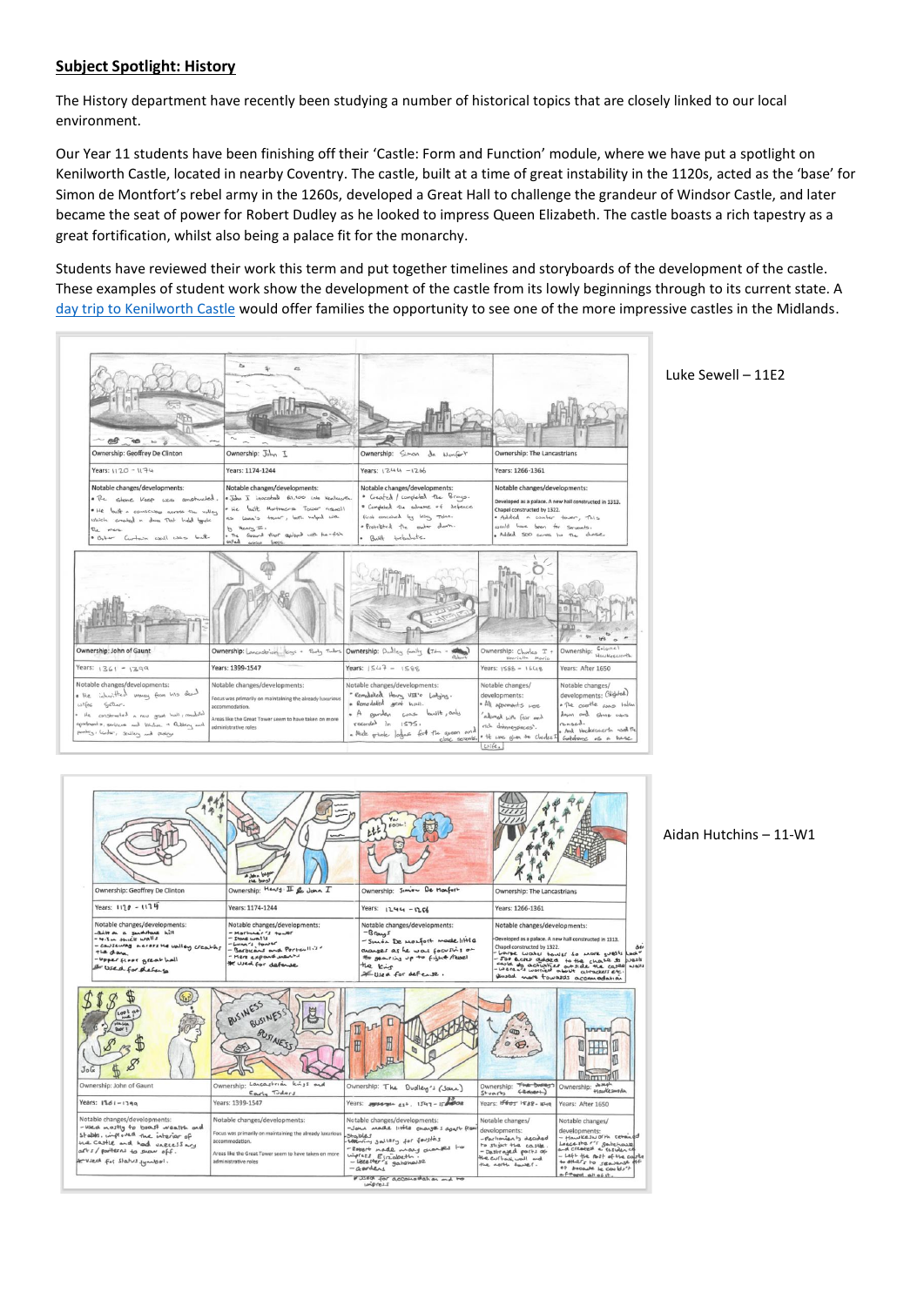## **Subject Spotlight: History**

The History department have recently been studying a number of historical topics that are closely linked to our local environment.

Our Year 11 students have been finishing off their 'Castle: Form and Function' module, where we have put a spotlight on Kenilworth Castle, located in nearby Coventry. The castle, built at a time of great instability in the 1120s, acted as the 'base' for Simon de Montfort's rebel army in the 1260s, developed a Great Hall to challenge the grandeur of Windsor Castle, and later became the seat of power for Robert Dudley as he looked to impress Queen Elizabeth. The castle boasts a rich tapestry as a great fortification, whilst also being a palace fit for the monarchy.

Students have reviewed their work this term and put together timelines and storyboards of the development of the castle. These examples of student work show the development of the castle from its lowly beginnings through to its current state. A day trip to Kenilworth Castle would offer families the opportunity to see one of the more impressive castles in the Midlands.

Luke Sewell – 11E2

Aidan Hutchins – 11-W1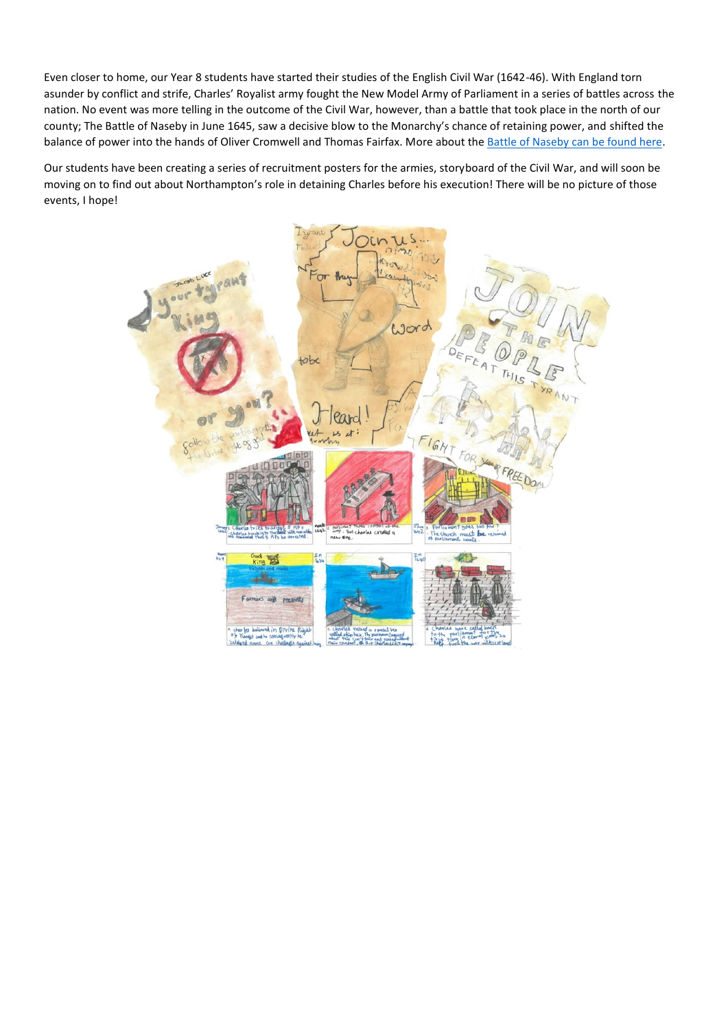Even closer to home, our Year 8 students have started their studies of the English Civil War (1642-46). With England torn asunder by conflict and strife, Charles' Royalist army fought the New Model Army of Parliament in a series of battles across the nation. No event was more telling in the outcome of the Civil War, however, than a battle that took place in the north of our county; The Battle of Naseby in June 1645, saw a decisive blow to the Monarchy's chance of retaining power, and shifted the balance of power into the hands of Oliver Cromwell and Thomas Fairfax. More about the [Battle of Naseby can be found here](#).

Our students have been creating a series of recruitment posters for the armies, storyboard of the Civil War, and will soon be moving on to find out about Northampton's role in detaining Charles before his execution! There will be no picture of those events, I hope!